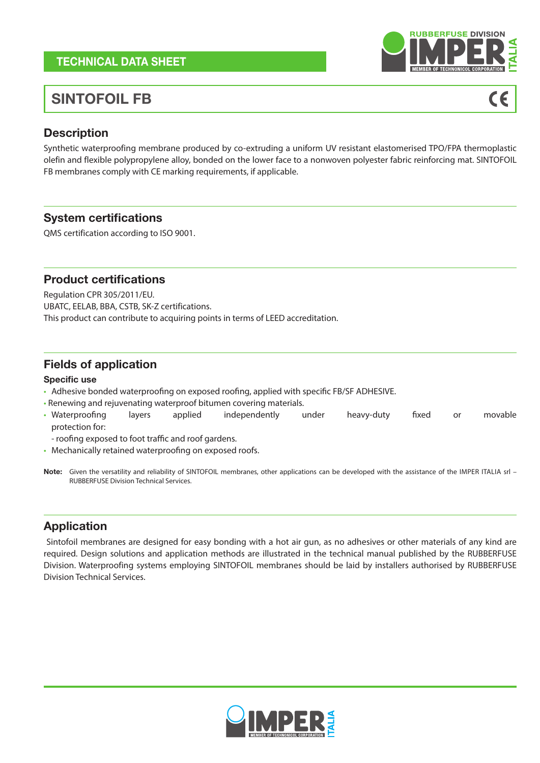TECHNICAL DATA SHEET

# SINTOFOIL FB

## Description

Synthetic waterproofing membrane produced by co-extruding a uniform UV resistant elastomerised TPO/FPA thermoplastic olefin and flexible polypropylene alloy, bonded on the lower face to a nonwoven polyester fabric reinforcing mat. SINTOFOIL FB membranes comply with CE marking requirements, if applicable.

## System certifications

QMS certification according to ISO 9001.

## Product certifications

Regulation CPR 305/2011/EU.
UBATC, EELAB, BBA, CSTB, SK-Z certifications.
This product can contribute to acquiring points in terms of LEED accreditation.

## Fields of application

**Specific use**

- Adhesive bonded waterproofing on exposed roofing, applied with specific FB/SF ADHESIVE.
- Renewing and rejuvenating waterproof bitumen covering materials.
- Waterproofing layers applied independently under heavy-duty fixed or movable protection for:
  - roofing exposed to foot traffic and roof gardens.
- Mechanically retained waterproofing on exposed roofs.

**Note:** Given the versatility and reliability of SINTOFOIL membranes, other applications can be developed with the assistance of the IMPER ITALIA srl – RUBBERFUSE Division Technical Services.

## Application

Sintofoil membranes are designed for easy bonding with a hot air gun, as no adhesives or other materials of any kind are required. Design solutions and application methods are illustrated in the technical manual published by the RUBBERFUSE Division. Waterproofing systems employing SINTOFOIL membranes should be laid by installers authorised by RUBBERFUSE Division Technical Services.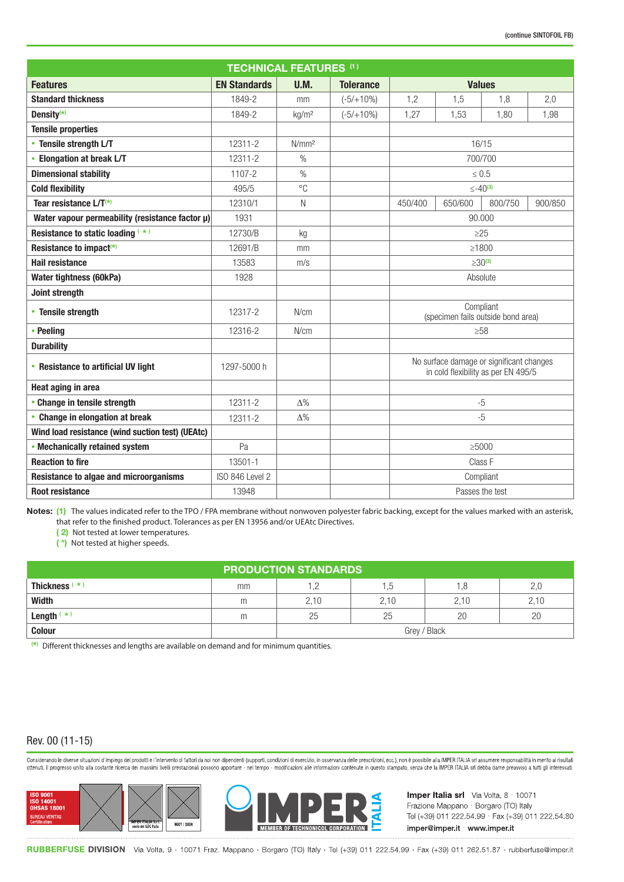(continue SINTOFOIL FB)

| TECHNICAL FEATURES [1] | | | | | | | |
|---|---|---|---|---|---|---|---|
| **Features** | **EN Standards** | **U.M.** | **Tolerance** | **Values** | | | |
| **Standard thickness** | 1849-2 | mm | (-5/+10%) | 1,2 | 1,5 | 1,8 | 2,0 |
| **Density**(*) | 1849-2 | kg/m² | (-5/+10%) | 1,27 | 1,53 | 1,80 | 1,98 |
| **Tensile properties** | | | | | | | |
| • **Tensile strength L/T** | 12311-2 | N/mm² | | 16/15 | | | |
| • **Elongation at break L/T** | 12311-2 | % | | 700/700 | | | |
| **Dimensional stability** | 1107-2 | % | | ≤ 0.5 | | | |
| **Cold flexibility** | 495/5 | °C | | ≤-40(3) | | | |
| **Tear resistance L/T**(*) | 12310/1 | N | | 450/400 | 650/600 | 800/750 | 900/850 |
| **Water vapour permeability (resistance factor μ)** | 1931 | | | 90.000 | | | |
| **Resistance to static loading** ( * ) | 12730/B | kg | | ≥25 | | | |
| **Resistance to impact**(*) | 12691/B | mm | | ≥1800 | | | |
| **Hail resistance** | 13583 | m/s | | ≥30(3) | | | |
| **Water tightness (60kPa)** | 1928 | | | Absolute | | | |
| **Joint strength** | | | | | | | |
| • **Tensile strength** | 12317-2 | N/cm | | Compliant (specimen fails outside bond area) | | | |
| • **Peeling** | 12316-2 | N/cm | | ≥58 | | | |
| **Durability** | | | | | | | |
| • **Resistance to artificial UV light** | 1297-5000 h | | | No surface damage or significant changes in cold flexibility as per EN 495/5 | | | |
| **Heat aging in area** | | | | | | | |
| • **Change in tensile strength** | 12311-2 | Δ% | | -5 | | | |
| • **Change in elongation at break** | 12311-2 | Δ% | | -5 | | | |
| **Wind load resistance (wind suction test) (UEAtc)** | | | | | | | |
| • **Mechanically retained system** | Pa | | | ≥5000 | | | |
| **Reaction to fire** | 13501-1 | | | Class F | | | |
| **Resistance to algae and microorganisms** | ISO 846 Level 2 | | | Compliant | | | |
| **Root resistance** | 13948 | | | Passes the test | | | |

**Notes:** **(1)** The values indicated refer to the TPO / FPA membrane without nonwoven polyester fabric backing, except for the values marked with an asterisk, that refer to the finished product. Tolerances as per EN 13956 and/or UEAtc Directives.
**( 2)** Not tested at lower temperatures.
**( *)** Not tested at higher speeds.

| PRODUCTION STANDARDS | | | | | |
|---|---|---|---|---|---|
| **Thickness** ( * ) | mm | 1,2 | 1,5 | 1,8 | 2,0 |
| **Width** | m | 2,10 | 2,10 | 2,10 | 2,10 |
| **Length** ( * ) | m | 25 | 25 | 20 | 20 |
| **Colour** | | Grey / Black | | | |

(*) Different thicknesses and lengths are available on demand and for minimum quantities.

Rev. 00 (11-15)

Considerando le diverse situazioni d'impiego dei prodotti e l'intervento di fattori da noi non dipendenti (supporti, condizioni di esercizio, in osservanza delle prescrizioni, ecc.), non è possibile alla IMPER ITALIA srl assumere responsabilità in merito ai risultati ottenuti. Il progresso unito alla costante ricerca dei massimi livelli prestazionali possono apportare - nel tempo - modificazioni alle informazioni contenute in questo stampato, senza che la IMPER ITALIA srl debba darne preavviso a tutti gli interessati.

ISO 9001
ISO 14001
OHSAS 18001
BUREAU VERITAS Certification

IMPER ITALIA S.r.l. socio del GBC Italia

9001 : 2008

IMPER ITALIA
MEMBER OF TECHNONICOL CORPORATION

**Imper Italia srl** Via Volta, 8 · 10071
Frazione Mappano · Borgaro (TO) Italy
Tel (+39) 011 222.54.99 · Fax (+39) 011 222.54.80
**imper@imper.it** · **www.imper.it**

**RUBBERFUSE DIVISION** Via Volta, 9 · 10071 Fraz. Mappano · Borgaro (TO) Italy · Tel (+39) 011 222.54.99 · Fax (+39) 011 262.51.87 · rubberfuse@imper.it